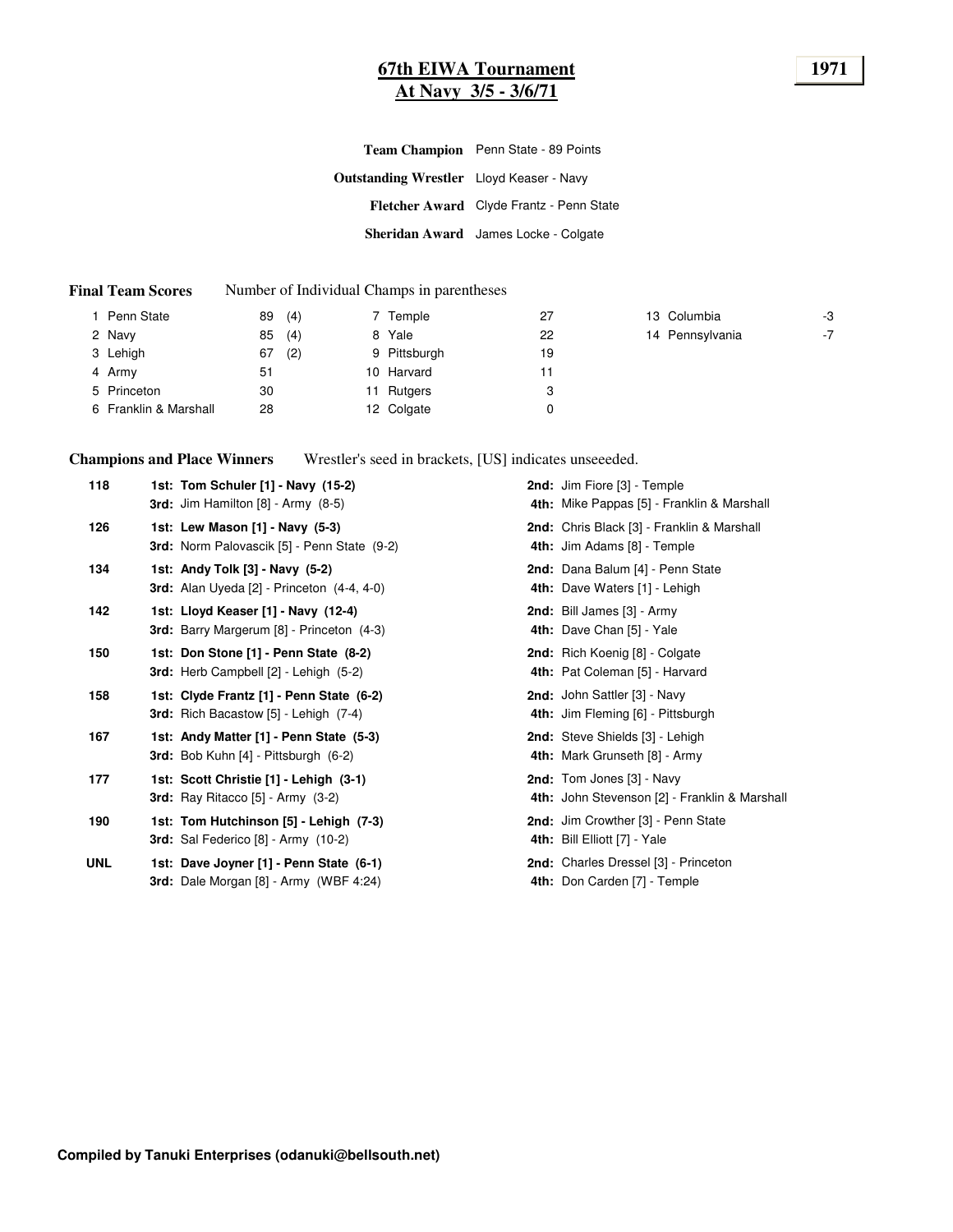# 67th EIWA Tournament
## At Navy 3/5 - 3/6/71

**1971**

**Team Champion** Penn State - 89 Points

**Outstanding Wrestler** Lloyd Keaser - Navy

**Fletcher Award** Clyde Frantz - Penn State

**Sheridan Award** James Locke - Colgate

**Final Team Scores** Number of Individual Champs in parentheses

| | | | | | | | |
|---|---|---|---|---|---|---|---|
| 1 Penn State | 89 (4) | 7 Temple | 27 | 13 Columbia | -3 |
| 2 Navy | 85 (4) | 8 Yale | 22 | 14 Pennsylvania | -7 |
| 3 Lehigh | 67 (2) | 9 Pittsburgh | 19 | | |
| 4 Army | 51 | 10 Harvard | 11 | | |
| 5 Princeton | 30 | 11 Rutgers | 3 | | |
| 6 Franklin & Marshall | 28 | 12 Colgate | 0 | | |

**Champions and Place Winners** Wrestler's seed in brackets, [US] indicates unseeeded.

| Weight | 1st / 3rd | 2nd / 4th |
|---|---|---|
| 118 | **1st: Tom Schuler [1] - Navy (15-2)** | **2nd:** Jim Fiore [3] - Temple |
| | **3rd:** Jim Hamilton [8] - Army (8-5) | **4th:** Mike Pappas [5] - Franklin & Marshall |
| 126 | **1st: Lew Mason [1] - Navy (5-3)** | **2nd:** Chris Black [3] - Franklin & Marshall |
| | **3rd:** Norm Palovascik [5] - Penn State (9-2) | **4th:** Jim Adams [8] - Temple |
| 134 | **1st: Andy Tolk [3] - Navy (5-2)** | **2nd:** Dana Balum [4] - Penn State |
| | **3rd:** Alan Uyeda [2] - Princeton (4-4, 4-0) | **4th:** Dave Waters [1] - Lehigh |
| 142 | **1st: Lloyd Keaser [1] - Navy (12-4)** | **2nd:** Bill James [3] - Army |
| | **3rd:** Barry Margerum [8] - Princeton (4-3) | **4th:** Dave Chan [5] - Yale |
| 150 | **1st: Don Stone [1] - Penn State (8-2)** | **2nd:** Rich Koenig [8] - Colgate |
| | **3rd:** Herb Campbell [2] - Lehigh (5-2) | **4th:** Pat Coleman [5] - Harvard |
| 158 | **1st: Clyde Frantz [1] - Penn State (6-2)** | **2nd:** John Sattler [3] - Navy |
| | **3rd:** Rich Bacastow [5] - Lehigh (7-4) | **4th:** Jim Fleming [6] - Pittsburgh |
| 167 | **1st: Andy Matter [1] - Penn State (5-3)** | **2nd:** Steve Shields [3] - Lehigh |
| | **3rd:** Bob Kuhn [4] - Pittsburgh (6-2) | **4th:** Mark Grunseth [8] - Army |
| 177 | **1st: Scott Christie [1] - Lehigh (3-1)** | **2nd:** Tom Jones [3] - Navy |
| | **3rd:** Ray Ritacco [5] - Army (3-2) | **4th:** John Stevenson [2] - Franklin & Marshall |
| 190 | **1st: Tom Hutchinson [5] - Lehigh (7-3)** | **2nd:** Jim Crowther [3] - Penn State |
| | **3rd:** Sal Federico [8] - Army (10-2) | **4th:** Bill Elliott [7] - Yale |
| UNL | **1st: Dave Joyner [1] - Penn State (6-1)** | **2nd:** Charles Dressel [3] - Princeton |
| | **3rd:** Dale Morgan [8] - Army (WBF 4:24) | **4th:** Don Carden [7] - Temple |

**Compiled by Tanuki Enterprises (odanuki@bellsouth.net)**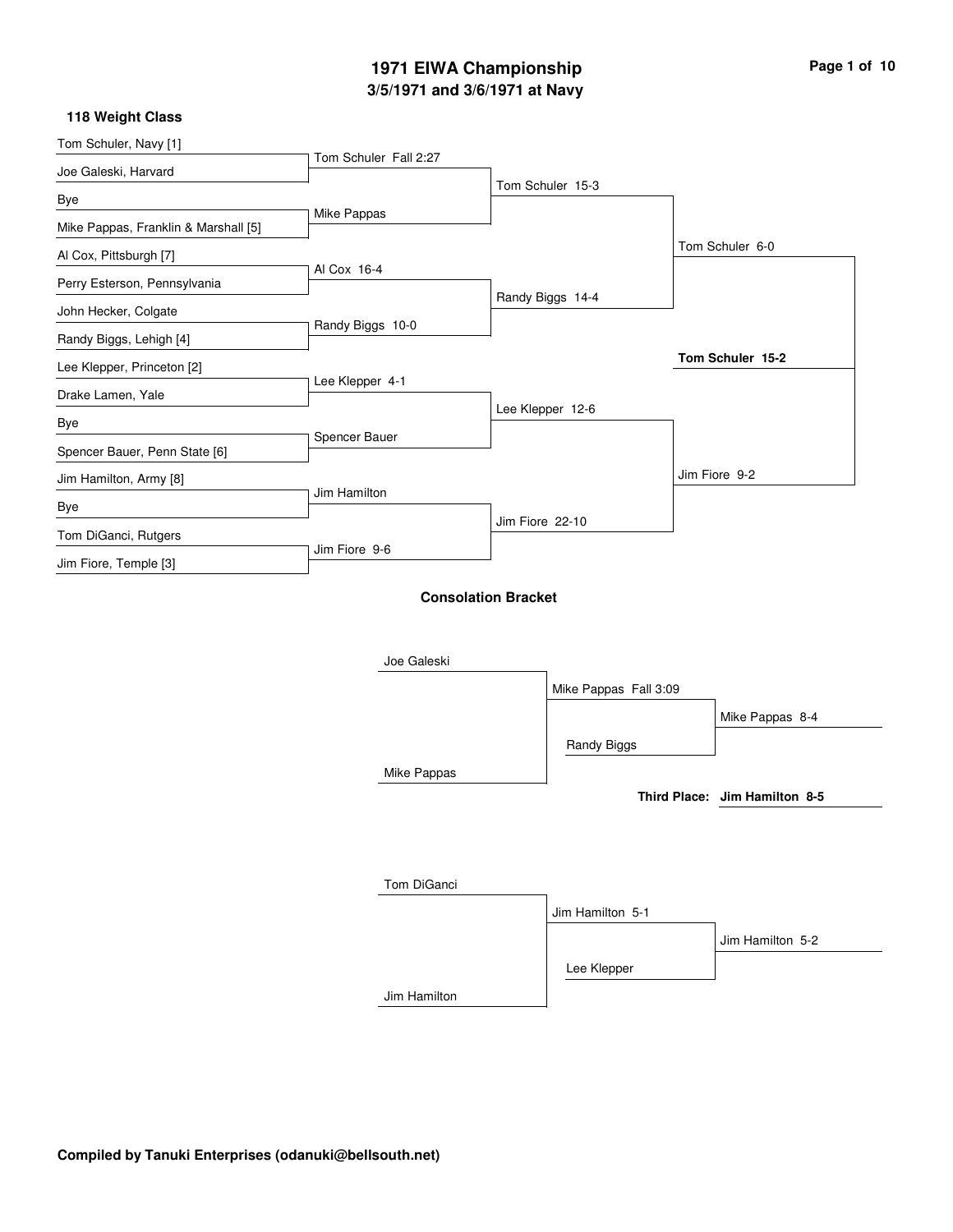# 1971 EIWA Championship

## 3/5/1971 and 3/6/1971 at Navy

### 118 Weight Class

**First Round**

- Tom Schuler, Navy [1] vs. Joe Galeski, Harvard — Tom Schuler Fall 2:27
- Bye vs. Mike Pappas, Franklin & Marshall [5] — Mike Pappas
- Al Cox, Pittsburgh [7] vs. Perry Esterson, Pennsylvania — Al Cox 16-4
- John Hecker, Colgate vs. Randy Biggs, Lehigh [4] — Randy Biggs 10-0
- Lee Klepper, Princeton [2] vs. Drake Lamen, Yale — Lee Klepper 4-1
- Bye vs. Spencer Bauer, Penn State [6] — Spencer Bauer
- Jim Hamilton, Army [8] vs. Bye — Jim Hamilton
- Tom DiGanci, Rutgers vs. Jim Fiore, Temple [3] — Jim Fiore 9-6

**Quarterfinals**

- Tom Schuler 15-3
- Randy Biggs 14-4
- Lee Klepper 12-6
- Jim Fiore 22-10

**Semifinals**

- Tom Schuler 6-0
- Jim Fiore 9-2

**Final**

- **Tom Schuler 15-2**

### Consolation Bracket

- Joe Galeski vs. Mike Pappas — Mike Pappas Fall 3:09
- Mike Pappas vs. Randy Biggs — Mike Pappas 8-4
- Tom DiGanci vs. Jim Hamilton — Jim Hamilton 5-1
- Jim Hamilton vs. Lee Klepper — Jim Hamilton 5-2

**Third Place:** **Jim Hamilton 8-5**

**Compiled by Tanuki Enterprises (odanuki@bellsouth.net)**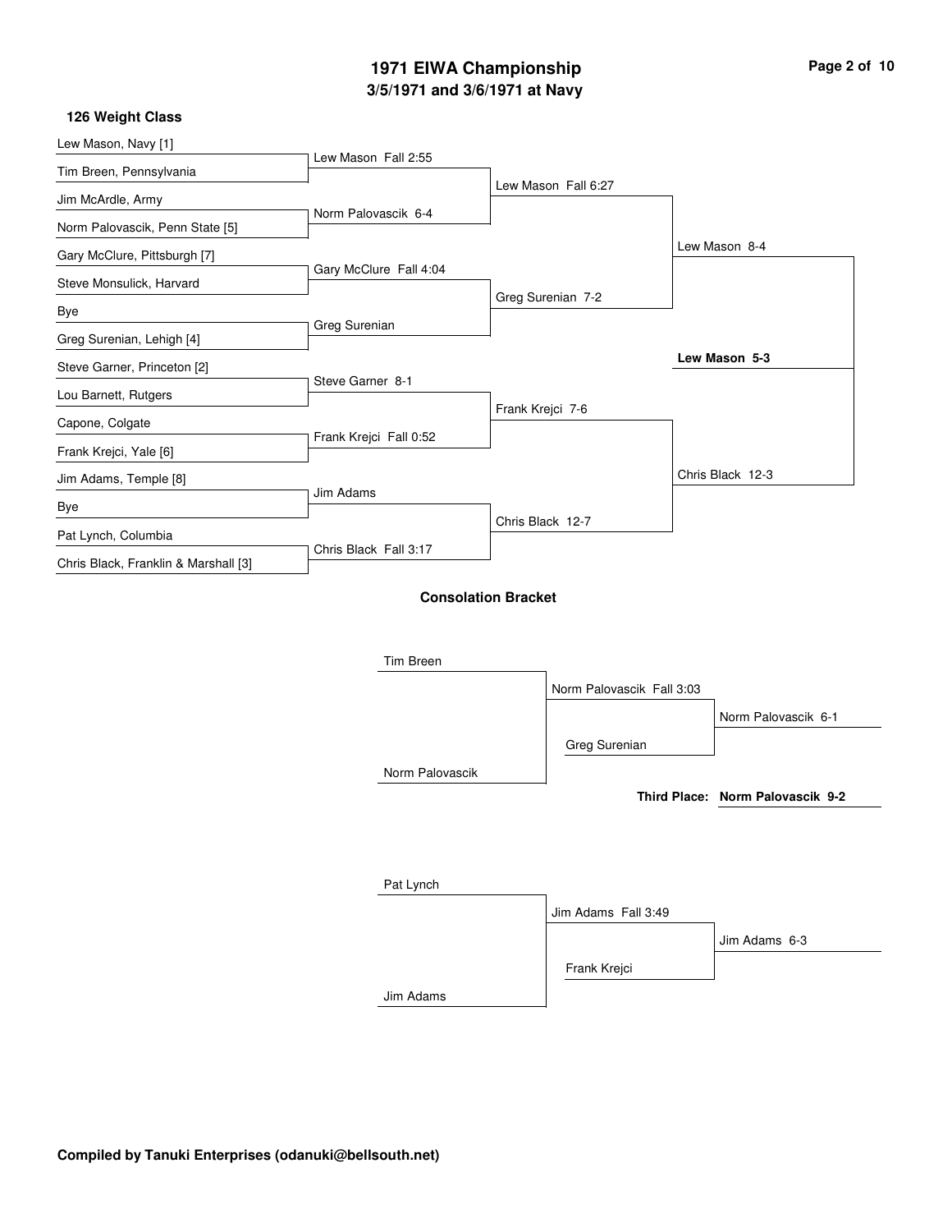# 1971 EIWA Championship
## 3/5/1971 and 3/6/1971 at Navy

### 126 Weight Class

**First Round**

- Lew Mason, Navy [1] vs. Tim Breen, Pennsylvania — Lew Mason Fall 2:55
- Jim McArdle, Army vs. Norm Palovascik, Penn State [5] — Norm Palovascik 6-4
- Gary McClure, Pittsburgh [7] vs. Steve Monsulick, Harvard — Gary McClure Fall 4:04
- Bye vs. Greg Surenian, Lehigh [4] — Greg Surenian
- Steve Garner, Princeton [2] vs. Lou Barnett, Rutgers — Steve Garner 8-1
- Capone, Colgate vs. Frank Krejci, Yale [6] — Frank Krejci Fall 0:52
- Jim Adams, Temple [8] vs. Bye — Jim Adams
- Pat Lynch, Columbia vs. Chris Black, Franklin & Marshall [3] — Chris Black Fall 3:17

**Quarterfinals**

- Lew Mason Fall 6:27
- Greg Surenian 7-2
- Frank Krejci 7-6
- Chris Black 12-7

**Semifinals**

- Lew Mason 8-4
- Chris Black 12-3

**Final**

- **Lew Mason 5-3**

### Consolation Bracket

- Tim Breen vs. Norm Palovascik — Norm Palovascik Fall 3:03
- Norm Palovascik vs. Greg Surenian — Norm Palovascik 6-1
- **Third Place: Norm Palovascik 9-2**

- Pat Lynch vs. Jim Adams — Jim Adams Fall 3:49
- Jim Adams vs. Frank Krejci — Jim Adams 6-3

**Compiled by Tanuki Enterprises (odanuki@bellsouth.net)**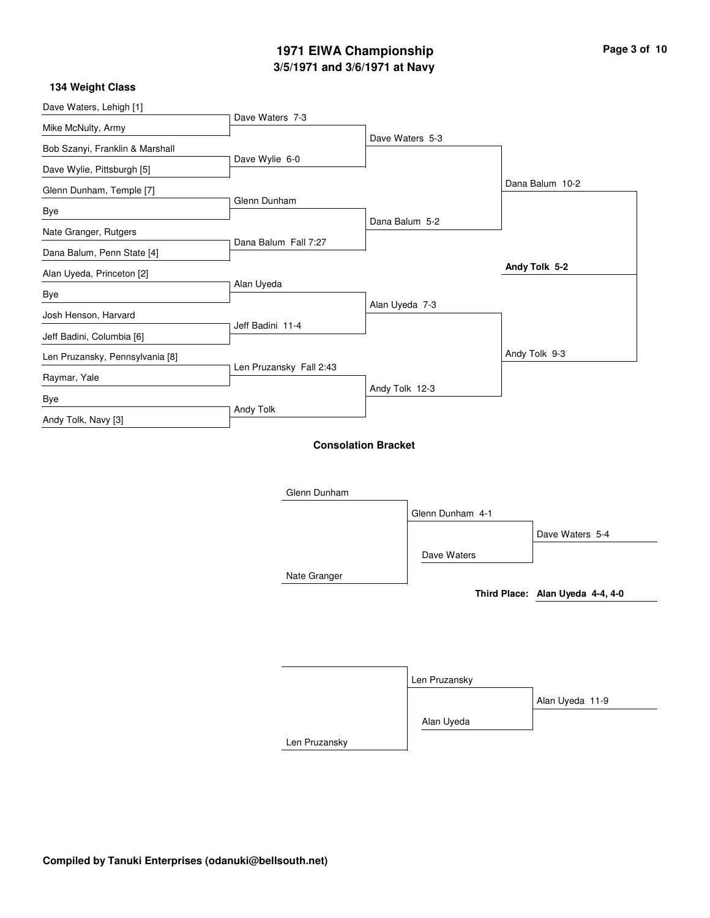# 1971 EIWA Championship

## 3/5/1971 and 3/6/1971 at Navy

### 134 Weight Class

**First Round**

- Dave Waters, Lehigh [1] vs. Mike McNulty, Army — Dave Waters 7-3
- Bob Szanyi, Franklin & Marshall vs. Dave Wylie, Pittsburgh [5] — Dave Wylie 6-0
- Glenn Dunham, Temple [7] vs. Bye — Glenn Dunham
- Nate Granger, Rutgers vs. Dana Balum, Penn State [4] — Dana Balum Fall 7:27
- Alan Uyeda, Princeton [2] vs. Bye — Alan Uyeda
- Josh Henson, Harvard vs. Jeff Badini, Columbia [6] — Jeff Badini 11-4
- Len Pruzansky, Pennsylvania [8] vs. Raymar, Yale — Len Pruzansky Fall 2:43
- Bye vs. Andy Tolk, Navy [3] — Andy Tolk

**Quarterfinals**

- Dave Waters 5-3
- Dana Balum 5-2
- Alan Uyeda 7-3
- Andy Tolk 12-3

**Semifinals**

- Dana Balum 10-2
- Andy Tolk 9-3

**Final**

- **Andy Tolk 5-2**

### Consolation Bracket

- Glenn Dunham vs. Nate Granger — Glenn Dunham 4-1
- Glenn Dunham vs. Dave Waters — Dave Waters 5-4
- Len Pruzansky
- Len Pruzansky vs. Alan Uyeda — Alan Uyeda 11-9

**Third Place: Alan Uyeda 4-4, 4-0**

Compiled by Tanuki Enterprises (odanuki@bellsouth.net)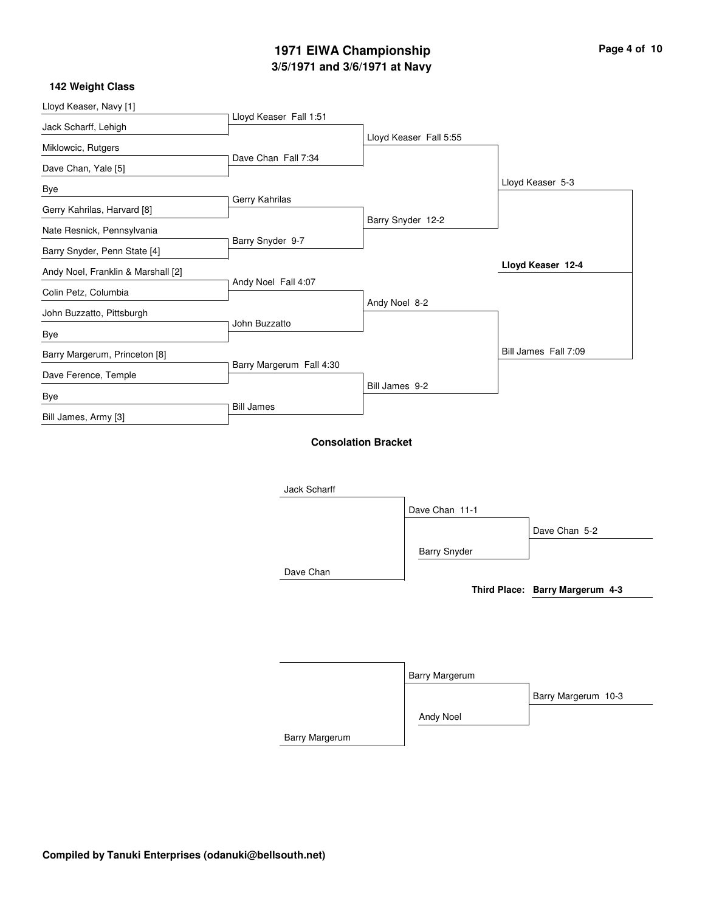# 1971 EIWA Championship

## 3/5/1971 and 3/6/1971 at Navy

### 142 Weight Class

**First Round**

- Lloyd Keaser, Navy [1] vs. Jack Scharff, Lehigh — Lloyd Keaser Fall 1:51
- Miklowcic, Rutgers vs. Dave Chan, Yale [5] — Dave Chan Fall 7:34
- Bye vs. Gerry Kahrilas, Harvard [8] — Gerry Kahrilas
- Nate Resnick, Pennsylvania vs. Barry Snyder, Penn State [4] — Barry Snyder 9-7
- Andy Noel, Franklin & Marshall [2] vs. Colin Petz, Columbia — Andy Noel Fall 4:07
- John Buzzatto, Pittsburgh vs. Bye — John Buzzatto
- Barry Margerum, Princeton [8] vs. Dave Ference, Temple — Barry Margerum Fall 4:30
- Bye vs. Bill James, Army [3] — Bill James

**Quarterfinals**

- Lloyd Keaser Fall 5:55
- Barry Snyder 12-2
- Andy Noel 8-2
- Bill James 9-2

**Semifinals**

- Lloyd Keaser 5-3
- Bill James Fall 7:09

**Final**

- **Lloyd Keaser 12-4**

### Consolation Bracket

- Jack Scharff vs. Dave Chan — Dave Chan 11-1
- Dave Chan vs. Barry Snyder — Dave Chan 5-2
- Barry Margerum (first-round opponent line blank) — Barry Margerum
- Barry Margerum vs. Andy Noel — Barry Margerum 10-3

**Third Place: Barry Margerum 4-3**

**Compiled by Tanuki Enterprises (odanuki@bellsouth.net)**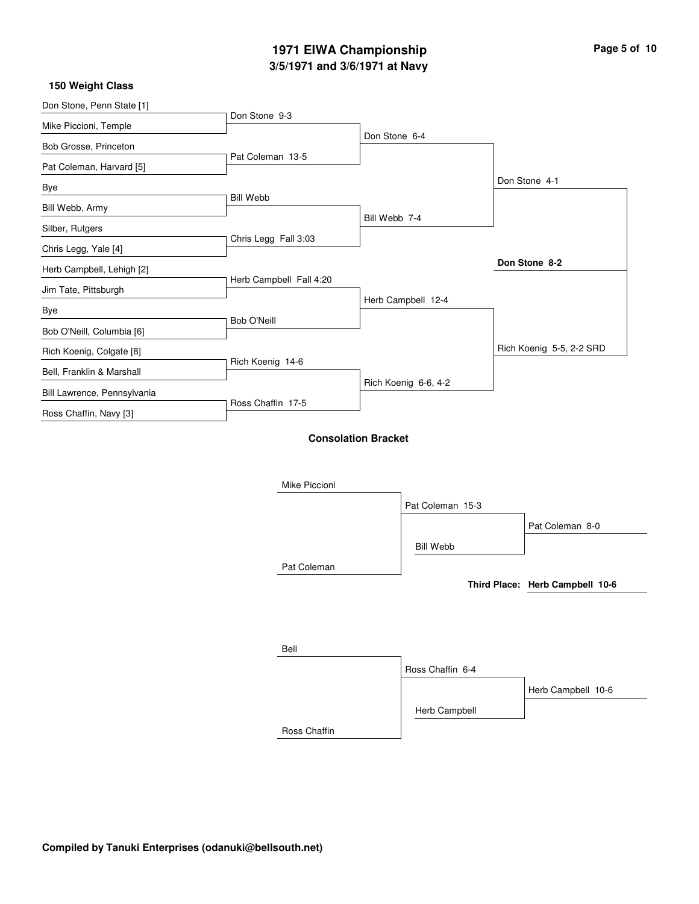# 1971 EIWA Championship
## 3/5/1971 and 3/6/1971 at Navy

### 150 Weight Class

**First Round**
- Don Stone, Penn State [1] vs. Mike Piccioni, Temple — Don Stone 9-3
- Bob Grosse, Princeton vs. Pat Coleman, Harvard [5] — Pat Coleman 13-5
- Bye vs. Bill Webb, Army — Bill Webb
- Silber, Rutgers vs. Chris Legg, Yale [4] — Chris Legg Fall 3:03
- Herb Campbell, Lehigh [2] vs. Jim Tate, Pittsburgh — Herb Campbell Fall 4:20
- Bye vs. Bob O'Neill, Columbia [6] — Bob O'Neill
- Rich Koenig, Colgate [8] vs. Bell, Franklin & Marshall — Rich Koenig 14-6
- Bill Lawrence, Pennsylvania vs. Ross Chaffin, Navy [3] — Ross Chaffin 17-5

**Quarterfinals**
- Don Stone 6-4
- Bill Webb 7-4
- Herb Campbell 12-4
- Rich Koenig 6-6, 4-2

**Semifinals**
- Don Stone 4-1
- Rich Koenig 5-5, 2-2 SRD

**Championship**
- **Don Stone 8-2**

### Consolation Bracket

- Mike Piccioni vs. Pat Coleman — Pat Coleman 15-3
- Pat Coleman vs. Bill Webb — Pat Coleman 8-0
- Bell vs. Ross Chaffin — Ross Chaffin 6-4
- Ross Chaffin vs. Herb Campbell — Herb Campbell 10-6

**Third Place: Herb Campbell 10-6**

**Compiled by Tanuki Enterprises (odanuki@bellsouth.net)**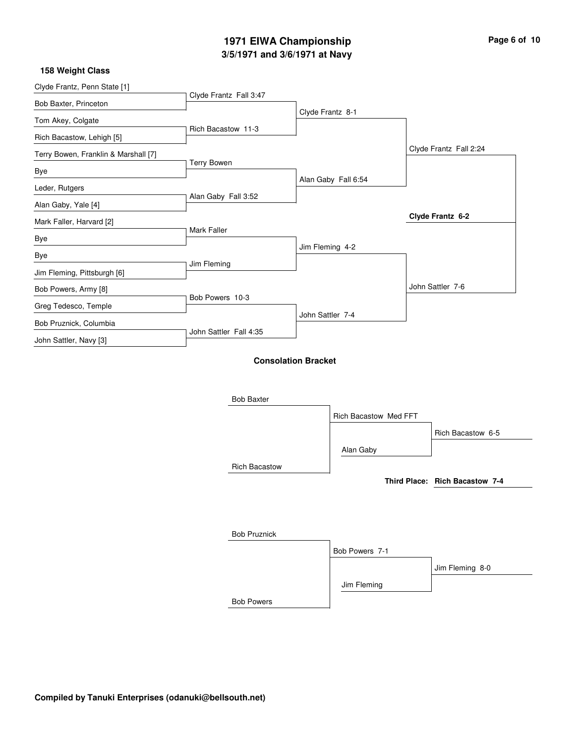# 1971 EIWA Championship

## 3/5/1971 and 3/6/1971 at Navy

### 158 Weight Class

**Championship Bracket**

| First Round | Quarterfinals | Semifinals | Final |
|---|---|---|---|
| Clyde Frantz, Penn State [1] vs. Bob Baxter, Princeton | Clyde Frantz Fall 3:47 | | |
| Tom Akey, Colgate vs. Rich Bacastow, Lehigh [5] | Rich Bacastow 11-3 | | |
| | Clyde Frantz vs. Rich Bacastow | Clyde Frantz 8-1 | |
| Terry Bowen, Franklin & Marshall [7] vs. Bye | Terry Bowen | | |
| Leder, Rutgers vs. Alan Gaby, Yale [4] | Alan Gaby Fall 3:52 | | |
| | Terry Bowen vs. Alan Gaby | Alan Gaby Fall 6:54 | |
| | | Clyde Frantz vs. Alan Gaby | Clyde Frantz Fall 2:24 |
| Mark Faller, Harvard [2] vs. Bye | Mark Faller | | |
| Bye vs. Jim Fleming, Pittsburgh [6] | Jim Fleming | | |
| | Mark Faller vs. Jim Fleming | Jim Fleming 4-2 | |
| Bob Powers, Army [8] vs. Greg Tedesco, Temple | Bob Powers 10-3 | | |
| Bob Pruznick, Columbia vs. John Sattler, Navy [3] | John Sattler Fall 4:35 | | |
| | Bob Powers vs. John Sattler | John Sattler 7-4 | |
| | | Jim Fleming vs. John Sattler | John Sattler 7-6 |
| | | | **Clyde Frantz 6-2** |

### Consolation Bracket

| Round 1 | Round 2 | Result |
|---|---|---|
| Bob Baxter vs. Rich Bacastow | Rich Bacastow Med FFT | |
| | Rich Bacastow vs. Alan Gaby | Rich Bacastow 6-5 |

**Third Place: Rich Bacastow 7-4**

| Round 1 | Round 2 | Result |
|---|---|---|
| Bob Pruznick vs. Bob Powers | Bob Powers 7-1 | |
| | Bob Powers vs. Jim Fleming | Jim Fleming 8-0 |

**Compiled by Tanuki Enterprises (odanuki@bellsouth.net)**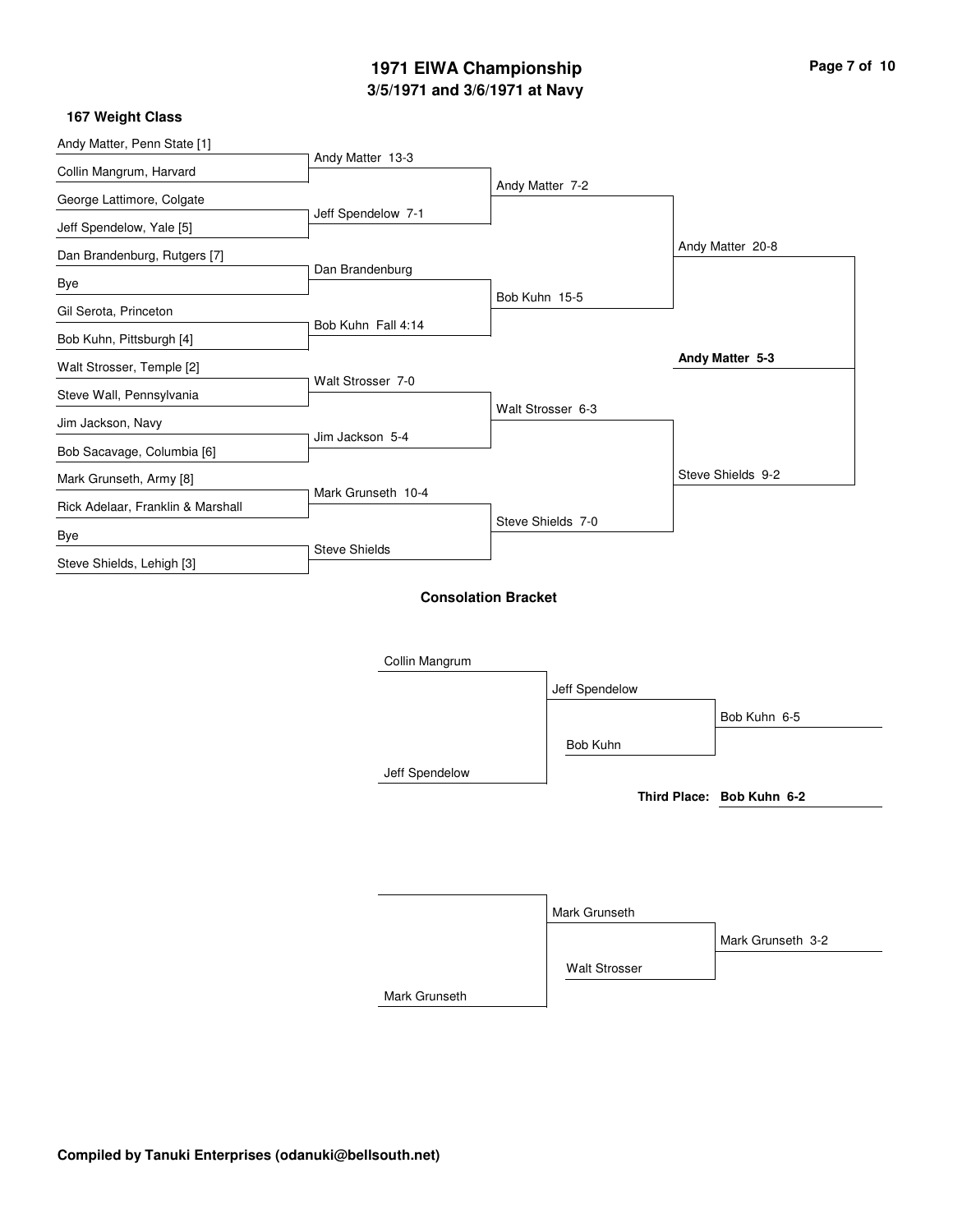# 1971 EIWA Championship

## 3/5/1971 and 3/6/1971 at Navy

### 167 Weight Class

**First Round**

- Andy Matter, Penn State [1] vs. Collin Mangrum, Harvard — Andy Matter 13-3
- George Lattimore, Colgate vs. Jeff Spendelow, Yale [5] — Jeff Spendelow 7-1
- Dan Brandenburg, Rutgers [7] vs. Bye — Dan Brandenburg
- Gil Serota, Princeton vs. Bob Kuhn, Pittsburgh [4] — Bob Kuhn Fall 4:14
- Walt Strosser, Temple [2] vs. Steve Wall, Pennsylvania — Walt Strosser 7-0
- Jim Jackson, Navy vs. Bob Sacavage, Columbia [6] — Jim Jackson 5-4
- Mark Grunseth, Army [8] vs. Rick Adelaar, Franklin & Marshall — Mark Grunseth 10-4
- Bye vs. Steve Shields, Lehigh [3] — Steve Shields

**Quarterfinals**

- Andy Matter 7-2
- Bob Kuhn 15-5
- Walt Strosser 6-3
- Steve Shields 7-0

**Semifinals**

- Andy Matter 20-8
- Steve Shields 9-2

**Final**

- **Andy Matter 5-3**

### Consolation Bracket

- Collin Mangrum vs. Jeff Spendelow — Jeff Spendelow
- Jeff Spendelow vs. Bob Kuhn — Bob Kuhn 6-5
- **Third Place: Bob Kuhn 6-2**

- Mark Grunseth — Mark Grunseth
- Mark Grunseth vs. Walt Strosser — Mark Grunseth 3-2

Compiled by Tanuki Enterprises (odanuki@bellsouth.net)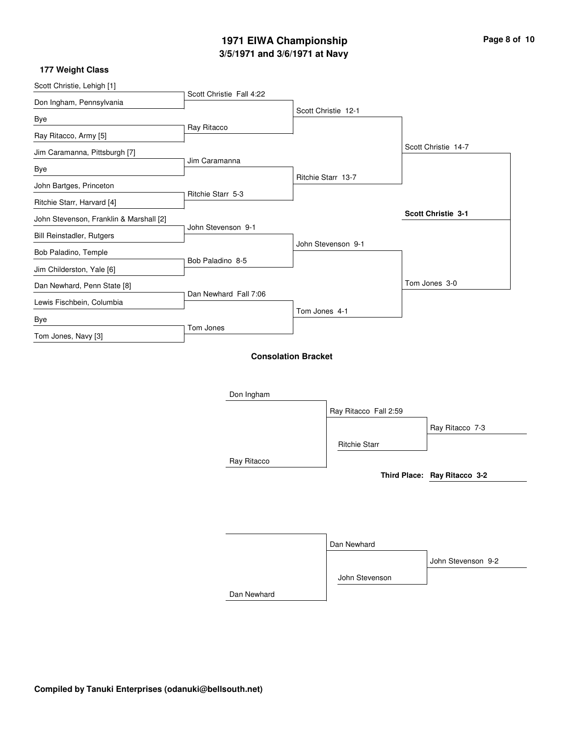# 1971 EIWA Championship

## 3/5/1971 and 3/6/1971 at Navy

### 177 Weight Class

**First Round**

- Scott Christie, Lehigh [1] vs. Don Ingham, Pennsylvania — Scott Christie Fall 4:22
- Bye vs. Ray Ritacco, Army [5] — Ray Ritacco
- Jim Caramanna, Pittsburgh [7] vs. Bye — Jim Caramanna
- John Bartges, Princeton vs. Ritchie Starr, Harvard [4] — Ritchie Starr 5-3
- John Stevenson, Franklin & Marshall [2] vs. Bill Reinstadler, Rutgers — John Stevenson 9-1
- Bob Paladino, Temple vs. Jim Childerston, Yale [6] — Bob Paladino 8-5
- Dan Newhard, Penn State [8] vs. Lewis Fischbein, Columbia — Dan Newhard Fall 7:06
- Bye vs. Tom Jones, Navy [3] — Tom Jones

**Quarterfinals**

- Scott Christie 12-1
- Ritchie Starr 13-7
- John Stevenson 9-1
- Tom Jones 4-1

**Semifinals**

- Scott Christie 14-7
- Tom Jones 3-0

**Final**

- **Scott Christie 3-1**

### Consolation Bracket

- Don Ingham vs. Ray Ritacco — Ray Ritacco Fall 2:59
- Ray Ritacco vs. Ritchie Starr — Ray Ritacco 7-3
- **Third Place: Ray Ritacco 3-2**

- Dan Newhard (bye) — Dan Newhard
- Dan Newhard vs. John Stevenson — John Stevenson 9-2

**Compiled by Tanuki Enterprises (odanuki@bellsouth.net)**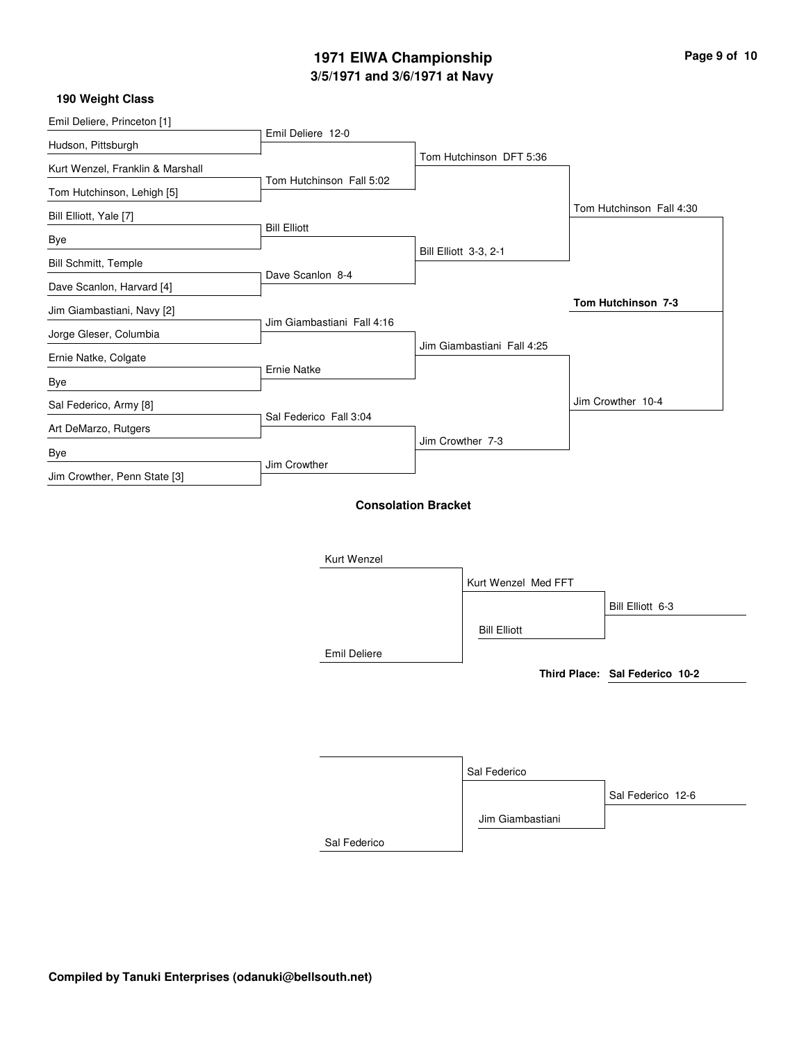# 1971 EIWA Championship

## 3/5/1971 and 3/6/1971 at Navy

### 190 Weight Class

**First Round**

- Emil Deliere, Princeton [1] vs. Hudson, Pittsburgh — Emil Deliere 12-0
- Kurt Wenzel, Franklin & Marshall vs. Tom Hutchinson, Lehigh [5] — Tom Hutchinson Fall 5:02
- Bill Elliott, Yale [7] vs. Bye — Bill Elliott
- Bill Schmitt, Temple vs. Dave Scanlon, Harvard [4] — Dave Scanlon 8-4
- Jim Giambastiani, Navy [2] vs. Jorge Gleser, Columbia — Jim Giambastiani Fall 4:16
- Ernie Natke, Colgate vs. Bye — Ernie Natke
- Sal Federico, Army [8] vs. Art DeMarzo, Rutgers — Sal Federico Fall 3:04
- Bye vs. Jim Crowther, Penn State [3] — Jim Crowther

**Quarterfinals**

- Tom Hutchinson DFT 5:36
- Bill Elliott 3-3, 2-1
- Jim Giambastiani Fall 4:25
- Jim Crowther 7-3

**Semifinals**

- Tom Hutchinson Fall 4:30
- Jim Crowther 10-4

**Final**

- **Tom Hutchinson 7-3**

### Consolation Bracket

- Kurt Wenzel vs. Emil Deliere — Kurt Wenzel Med FFT
- Kurt Wenzel vs. Bill Elliott — Bill Elliott 6-3
- (blank) vs. Sal Federico — Sal Federico
- Sal Federico vs. Jim Giambastiani — Sal Federico 12-6

**Third Place: Sal Federico 10-2**

**Compiled by Tanuki Enterprises (odanuki@bellsouth.net)**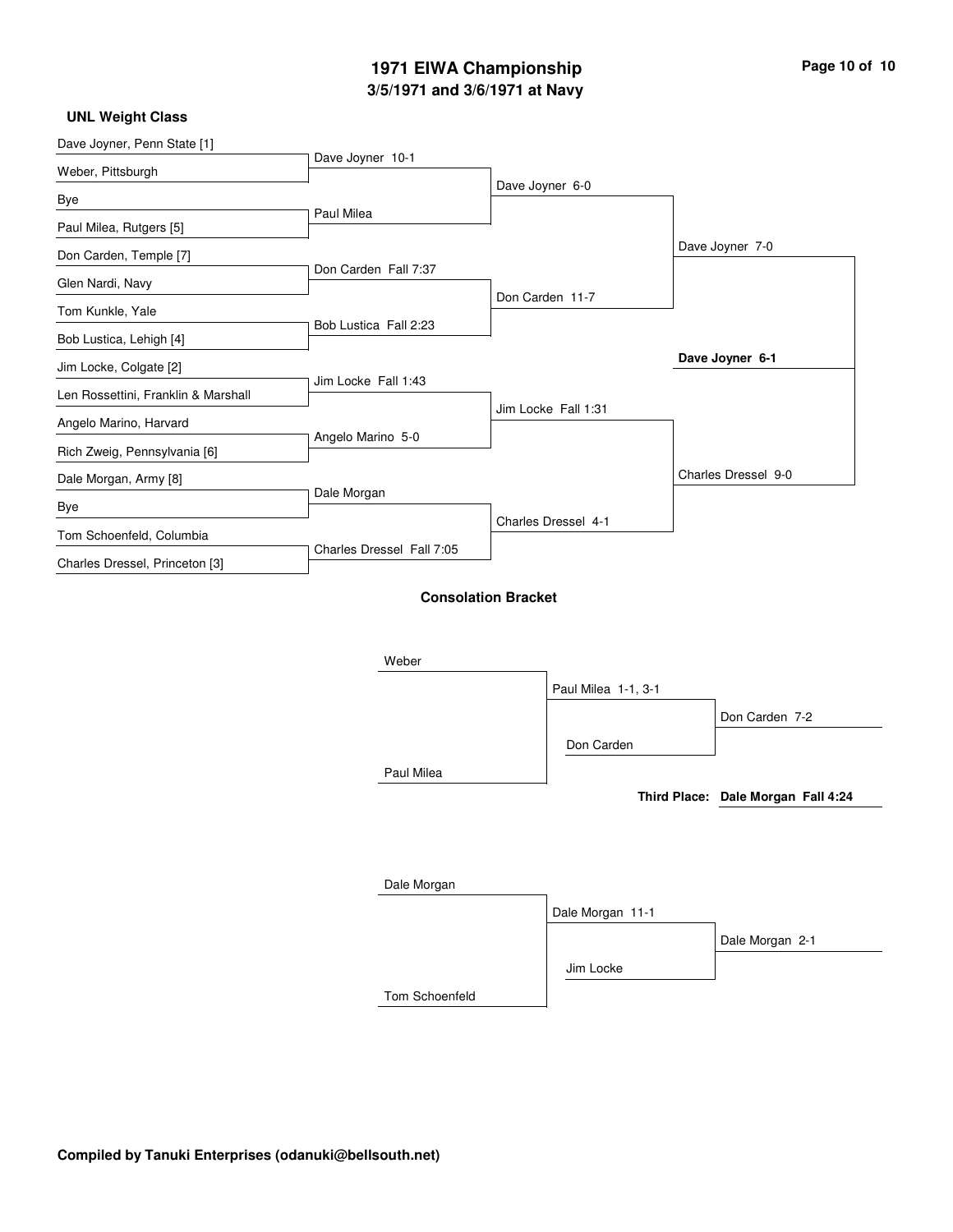# 1971 EIWA Championship

## 3/5/1971 and 3/6/1971 at Navy

### UNL Weight Class

**Championship Bracket**

First Round:
- Dave Joyner, Penn State [1] vs. Weber, Pittsburgh — Dave Joyner 10-1
- Bye vs. Paul Milea, Rutgers [5] — Paul Milea
- Don Carden, Temple [7] vs. Glen Nardi, Navy — Don Carden Fall 7:37
- Tom Kunkle, Yale vs. Bob Lustica, Lehigh [4] — Bob Lustica Fall 2:23
- Jim Locke, Colgate [2] vs. Len Rossettini, Franklin & Marshall — Jim Locke Fall 1:43
- Angelo Marino, Harvard vs. Rich Zweig, Pennsylvania [6] — Angelo Marino 5-0
- Dale Morgan, Army [8] vs. Bye — Dale Morgan
- Tom Schoenfeld, Columbia vs. Charles Dressel, Princeton [3] — Charles Dressel Fall 7:05

Quarterfinals:
- Dave Joyner 6-0
- Don Carden 11-7
- Jim Locke Fall 1:31
- Charles Dressel 4-1

Semifinals:
- Dave Joyner 7-0
- Charles Dressel 9-0

Final:
- **Dave Joyner 6-1**

### Consolation Bracket

- Weber vs. Paul Milea — Paul Milea 1-1, 3-1
- Paul Milea vs. Don Carden — Don Carden 7-2
- Dale Morgan vs. Tom Schoenfeld — Dale Morgan 11-1
- Dale Morgan vs. Jim Locke — Dale Morgan 2-1

**Third Place: Dale Morgan Fall 4:24**

**Compiled by Tanuki Enterprises (odanuki@bellsouth.net)**